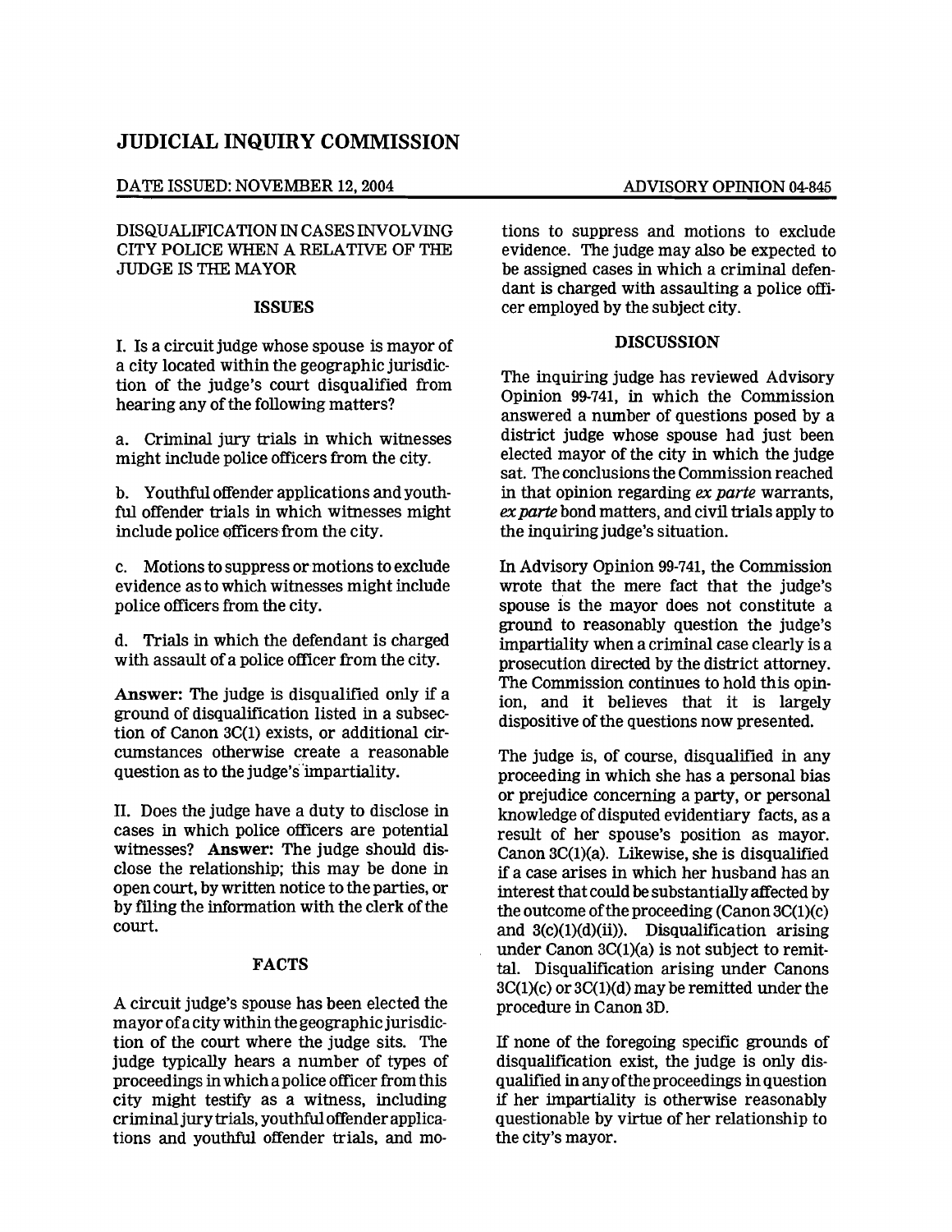# JUDICIAL INQUIRY COMMISSION

DATE ISSUED: NOVEMBER 12, 2004 — ADVISORY OPINION 04-845

DISQUALIFICATION IN CASES INVOLVING CITY POLICE WHEN A RELATIVE OF THE JUDGE IS THE MAYOR

## ISSUES

I. Is a circuit judge whose spouse is mayor of a city located within the geographic jurisdiction of the judge's court disqualified from hearing any of the following matters?

a. Criminal jury trials in which witnesses might include police officers from the city.

b. Youthful offender applications and youthful offender trials in which witnesses might include police officers from the city.

c. Motions to suppress or motions to exclude evidence as to which witnesses might include police officers from the city.

d. Trials in which the defendant is charged with assault of a police officer from the city.

**Answer:** The judge is disqualified only if a ground of disqualification listed in a subsection of Canon 3C(1) exists, or additional circumstances otherwise create a reasonable question as to the judge's impartiality.

II. Does the judge have a duty to disclose in cases in which police officers are potential witnesses? **Answer:** The judge should disclose the relationship; this may be done in open court, by written notice to the parties, or by filing the information with the clerk of the court.

## FACTS

A circuit judge's spouse has been elected the mayor of a city within the geographic jurisdiction of the court where the judge sits. The judge typically hears a number of types of proceedings in which a police officer from this city might testify as a witness, including criminal jury trials, youthful offender applications and youthful offender trials, and motions to suppress and motions to exclude evidence. The judge may also be expected to be assigned cases in which a criminal defendant is charged with assaulting a police officer employed by the subject city.

## DISCUSSION

The inquiring judge has reviewed Advisory Opinion 99-741, in which the Commission answered a number of questions posed by a district judge whose spouse had just been elected mayor of the city in which the judge sat. The conclusions the Commission reached in that opinion regarding *ex parte* warrants, *ex parte* bond matters, and civil trials apply to the inquiring judge's situation.

In Advisory Opinion 99-741, the Commission wrote that the mere fact that the judge's spouse is the mayor does not constitute a ground to reasonably question the judge's impartiality when a criminal case clearly is a prosecution directed by the district attorney. The Commission continues to hold this opinion, and it believes that it is largely dispositive of the questions now presented.

The judge is, of course, disqualified in any proceeding in which she has a personal bias or prejudice concerning a party, or personal knowledge of disputed evidentiary facts, as a result of her spouse's position as mayor. Canon 3C(1)(a). Likewise, she is disqualified if a case arises in which her husband has an interest that could be substantially affected by the outcome of the proceeding (Canon 3C(1)(c) and 3(c)(1)(d)(ii)). Disqualification arising under Canon 3C(1)(a) is not subject to remittal. Disqualification arising under Canons 3C(1)(c) or 3C(1)(d) may be remitted under the procedure in Canon 3D.

If none of the foregoing specific grounds of disqualification exist, the judge is only disqualified in any of the proceedings in question if her impartiality is otherwise reasonably questionable by virtue of her relationship to the city's mayor.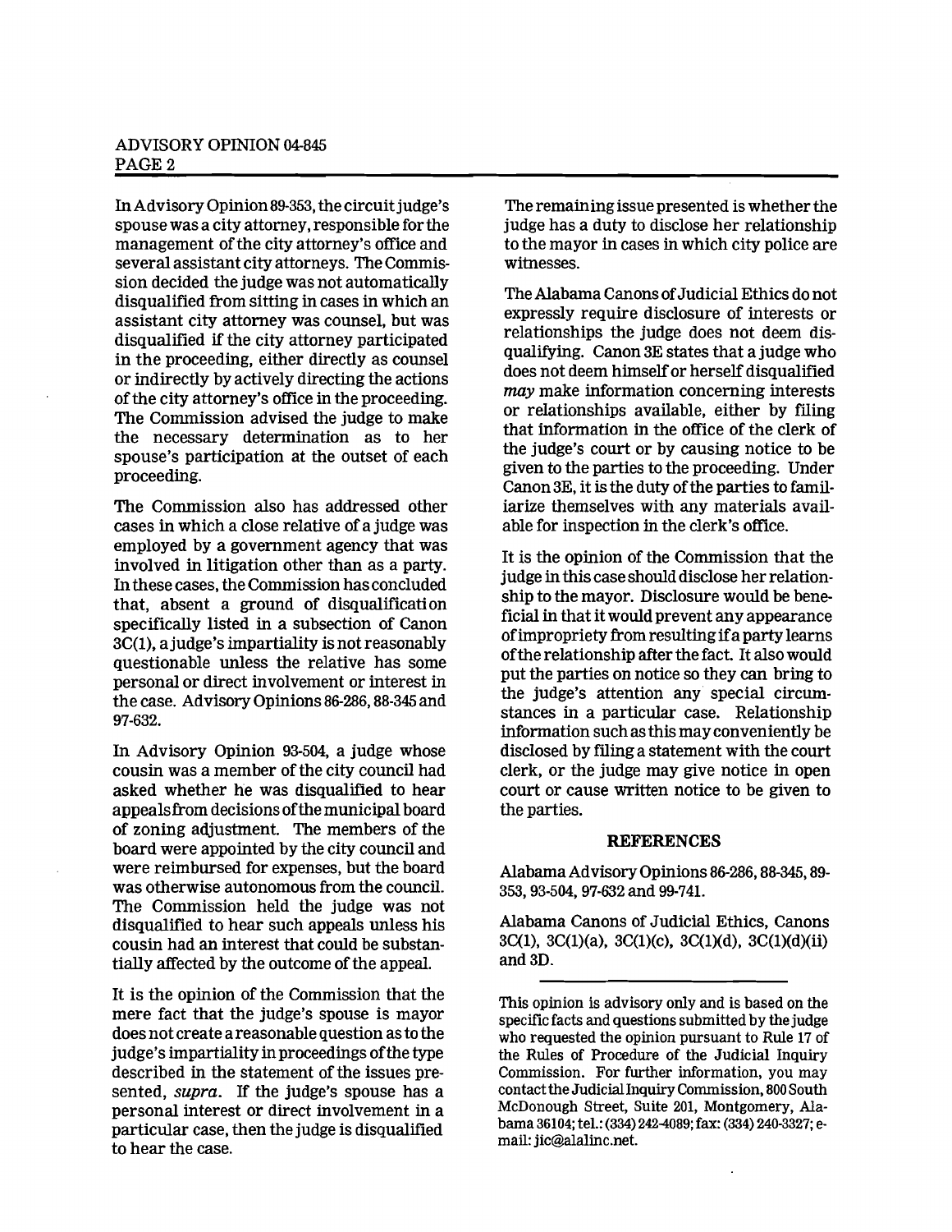In Advisory Opinion 89-353, the circuit judge's spouse was a city attorney, responsible for the management of the city attorney's office and several assistant city attorneys. The Commission decided the judge was not automatically disqualified from sitting in cases in which an assistant city attorney was counsel, but was disqualified if the city attorney participated in the proceeding, either directly as counsel or indirectly by actively directing the actions of the city attorney's office in the proceeding. The Commission advised the judge to make the necessary determination as to her spouse's participation at the outset of each proceeding.

The Commission also has addressed other cases in which a close relative of a judge was employed by a government agency that was involved in litigation other than as a party. In these cases, the Commission has concluded that, absent a ground of disqualification specifically listed in a subsection of Canon 3C(1), a judge's impartiality is not reasonably questionable unless the relative has some personal or direct involvement or interest in the case. Advisory Opinions 86-286, 88-345 and 97-632.

In Advisory Opinion 93-504, a judge whose cousin was a member of the city council had asked whether he was disqualified to hear appeals from decisions of the municipal board of zoning adjustment. The members of the board were appointed by the city council and were reimbursed for expenses, but the board was otherwise autonomous from the council. The Commission held the judge was not disqualified to hear such appeals unless his cousin had an interest that could be substantially affected by the outcome of the appeal.

It is the opinion of the Commission that the mere fact that the judge's spouse is mayor does not create a reasonable question as to the judge's impartiality in proceedings of the type described in the statement of the issues presented, *supra*. If the judge's spouse has a personal interest or direct involvement in a particular case, then the judge is disqualified to hear the case.

The remaining issue presented is whether the judge has a duty to disclose her relationship to the mayor in cases in which city police are witnesses.

The Alabama Canons of Judicial Ethics do not expressly require disclosure of interests or relationships the judge does not deem disqualifying. Canon 3E states that a judge who does not deem himself or herself disqualified *may* make information concerning interests or relationships available, either by filing that information in the office of the clerk of the judge's court or by causing notice to be given to the parties to the proceeding. Under Canon 3E, it is the duty of the parties to familiarize themselves with any materials available for inspection in the clerk's office.

It is the opinion of the Commission that the judge in this case should disclose her relationship to the mayor. Disclosure would be beneficial in that it would prevent any appearance of impropriety from resulting if a party learns of the relationship after the fact. It also would put the parties on notice so they can bring to the judge's attention any special circumstances in a particular case. Relationship information such as this may conveniently be disclosed by filing a statement with the court clerk, or the judge may give notice in open court or cause written notice to be given to the parties.

## REFERENCES

Alabama Advisory Opinions 86-286, 88-345, 89-353, 93-504, 97-632 and 99-741.

Alabama Canons of Judicial Ethics, Canons 3C(1), 3C(1)(a), 3C(1)(c), 3C(1)(d), 3C(1)(d)(ii) and 3D.

---

This opinion is advisory only and is based on the specific facts and questions submitted by the judge who requested the opinion pursuant to Rule 17 of the Rules of Procedure of the Judicial Inquiry Commission. For further information, you may contact the Judicial Inquiry Commission, 800 South McDonough Street, Suite 201, Montgomery, Alabama 36104; tel.: (334) 242-4089; fax: (334) 240-3327; e-mail: jic@alalinc.net.